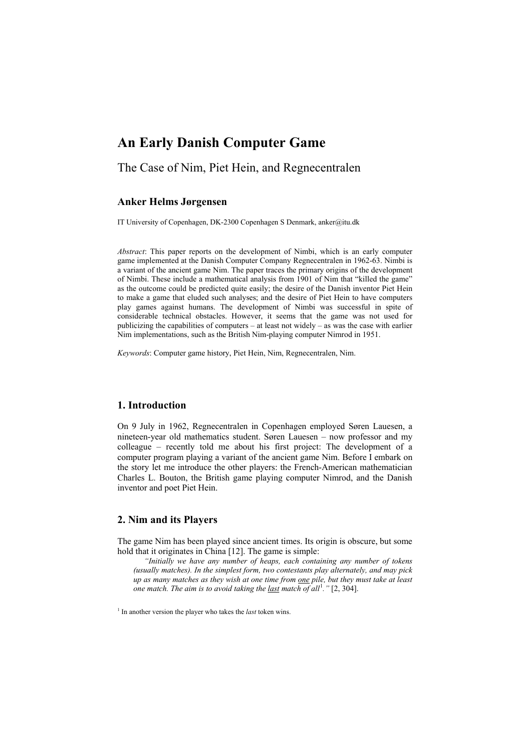# An Early Danish Computer Game

## The Case of Nim, Piet Hein, and Regnecentralen

### Anker Helms Jørgensen

IT University of Copenhagen, DK-2300 Copenhagen S Denmark, anker@itu.dk

*Abstract*: This paper reports on the development of Nimbi, which is an early computer game implemented at the Danish Computer Company Regnecentralen in 1962-63. Nimbi is a variant of the ancient game Nim. The paper traces the primary origins of the development of Nimbi. These include a mathematical analysis from 1901 of Nim that "killed the game" as the outcome could be predicted quite easily; the desire of the Danish inventor Piet Hein to make a game that eluded such analyses; and the desire of Piet Hein to have computers play games against humans. The development of Nimbi was successful in spite of considerable technical obstacles. However, it seems that the game was not used for publicizing the capabilities of computers – at least not widely – as was the case with earlier Nim implementations, such as the British Nim-playing computer Nimrod in 1951.

*Keywords*: Computer game history, Piet Hein, Nim, Regnecentralen, Nim.

## 1. Introduction

On 9 July in 1962, Regnecentralen in Copenhagen employed Søren Lauesen, a nineteen-year old mathematics student. Søren Lauesen – now professor and my colleague – recently told me about his first project: The development of a computer program playing a variant of the ancient game Nim. Before I embark on the story let me introduce the other players: the French-American mathematician Charles L. Bouton, the British game playing computer Nimrod, and the Danish inventor and poet Piet Hein.

## 2. Nim and its Players

The game Nim has been played since ancient times. Its origin is obscure, but some hold that it originates in China [12]. The game is simple:

> *"Initially we have any number of heaps, each containing any number of tokens (usually matches). In the simplest form, two contestants play alternately, and may pick up as many matches as they wish at one time from <u>one</u> pile, but they must take at least one match. The aim is to avoid taking the <u>last</u> match of all*[1]*."* [2, 304].

[1] In another version the player who takes the *last* token wins.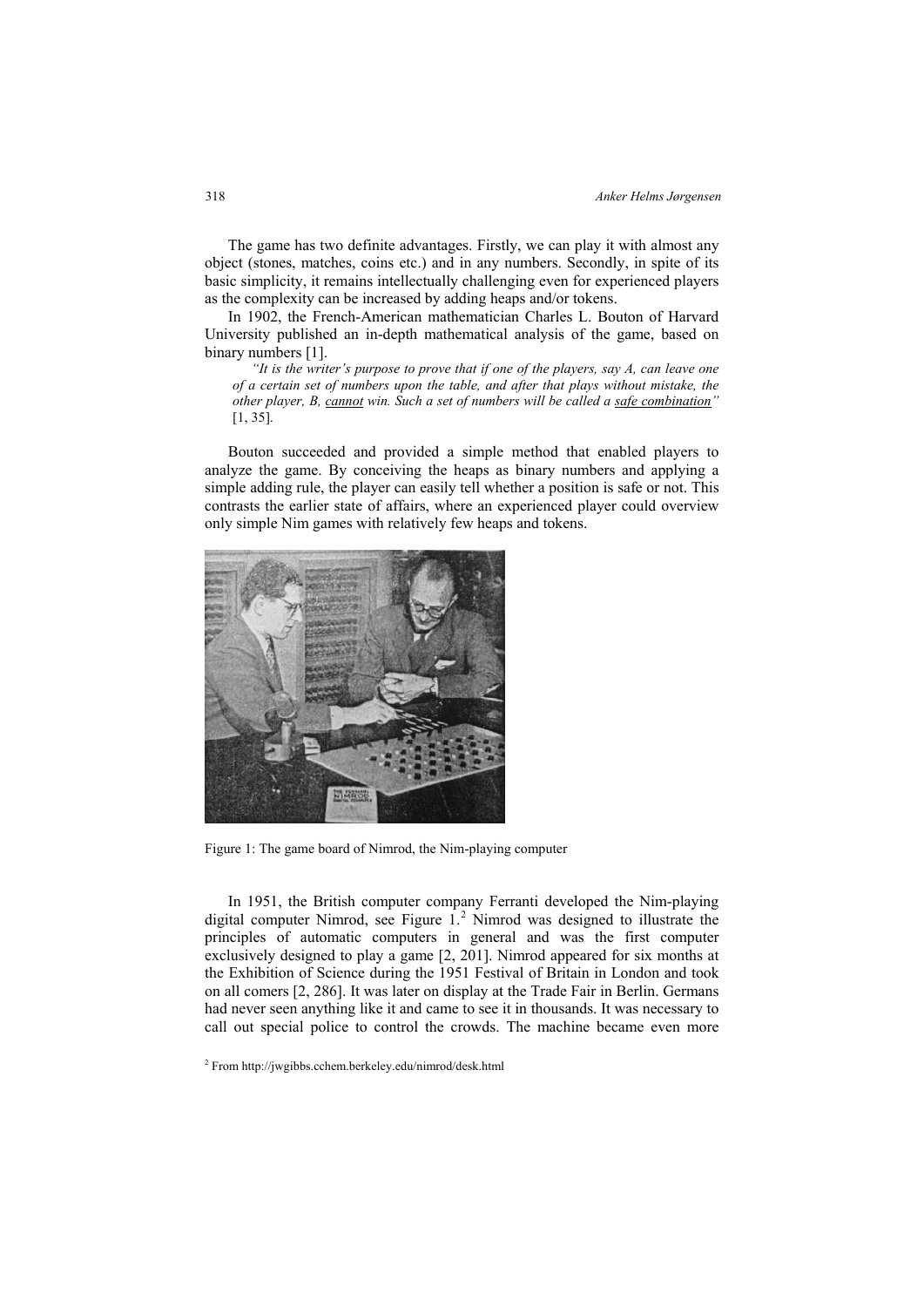The game has two definite advantages. Firstly, we can play it with almost any object (stones, matches, coins etc.) and in any numbers. Secondly, in spite of its basic simplicity, it remains intellectually challenging even for experienced players as the complexity can be increased by adding heaps and/or tokens.

In 1902, the French-American mathematician Charles L. Bouton of Harvard University published an in-depth mathematical analysis of the game, based on binary numbers [1].

> *"It is the writer's purpose to prove that if one of the players, say A, can leave one of a certain set of numbers upon the table, and after that plays without mistake, the other player, B, cannot win. Such a set of numbers will be called a safe combination"* [1, 35].

Bouton succeeded and provided a simple method that enabled players to analyze the game. By conceiving the heaps as binary numbers and applying a simple adding rule, the player can easily tell whether a position is safe or not. This contrasts the earlier state of affairs, where an experienced player could overview only simple Nim games with relatively few heaps and tokens.

Figure 1: The game board of Nimrod, the Nim-playing computer

In 1951, the British computer company Ferranti developed the Nim-playing digital computer Nimrod, see Figure 1.[2] Nimrod was designed to illustrate the principles of automatic computers in general and was the first computer exclusively designed to play a game [2, 201]. Nimrod appeared for six months at the Exhibition of Science during the 1951 Festival of Britain in London and took on all comers [2, 286]. It was later on display at the Trade Fair in Berlin. Germans had never seen anything like it and came to see it in thousands. It was necessary to call out special police to control the crowds. The machine became even more

[2] From http://jwgibbs.cchem.berkeley.edu/nimrod/desk.html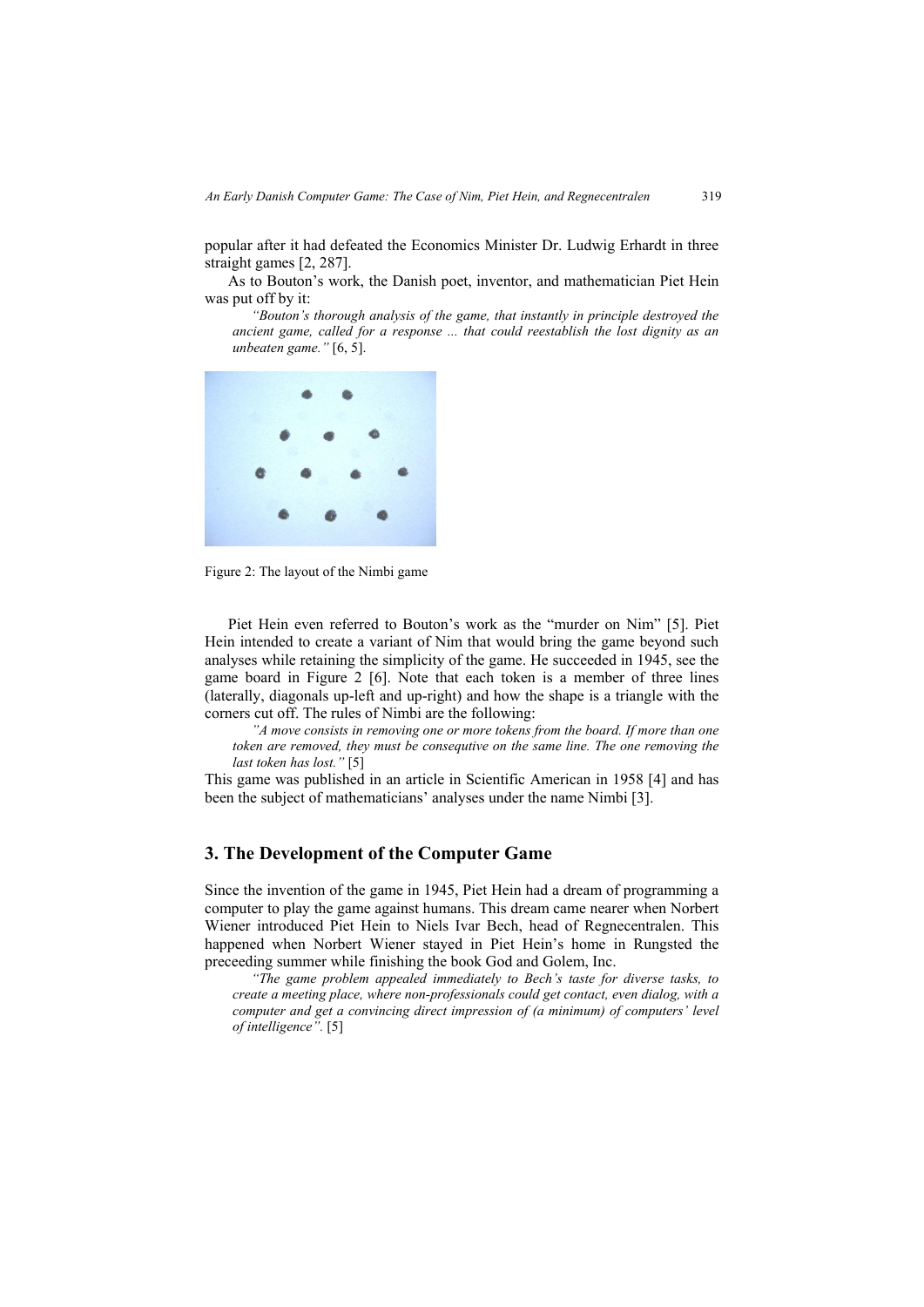popular after it had defeated the Economics Minister Dr. Ludwig Erhardt in three straight games [2, 287].

As to Bouton's work, the Danish poet, inventor, and mathematician Piet Hein was put off by it:

> *"Bouton's thorough analysis of the game, that instantly in principle destroyed the ancient game, called for a response ... that could reestablish the lost dignity as an unbeaten game."* [6, 5].

Figure 2: The layout of the Nimbi game

Piet Hein even referred to Bouton's work as the "murder on Nim" [5]. Piet Hein intended to create a variant of Nim that would bring the game beyond such analyses while retaining the simplicity of the game. He succeeded in 1945, see the game board in Figure 2 [6]. Note that each token is a member of three lines (laterally, diagonals up-left and up-right) and how the shape is a triangle with the corners cut off. The rules of Nimbi are the following:

> *"A move consists in removing one or more tokens from the board. If more than one token are removed, they must be consequtive on the same line. The one removing the last token has lost."* [5]

This game was published in an article in Scientific American in 1958 [4] and has been the subject of mathematicians' analyses under the name Nimbi [3].

## 3. The Development of the Computer Game

Since the invention of the game in 1945, Piet Hein had a dream of programming a computer to play the game against humans. This dream came nearer when Norbert Wiener introduced Piet Hein to Niels Ivar Bech, head of Regnecentralen. This happened when Norbert Wiener stayed in Piet Hein's home in Rungsted the preceeding summer while finishing the book God and Golem, Inc.

> *"The game problem appealed immediately to Bech's taste for diverse tasks, to create a meeting place, where non-professionals could get contact, even dialog, with a computer and get a convincing direct impression of (a minimum) of computers' level of intelligence".* [5]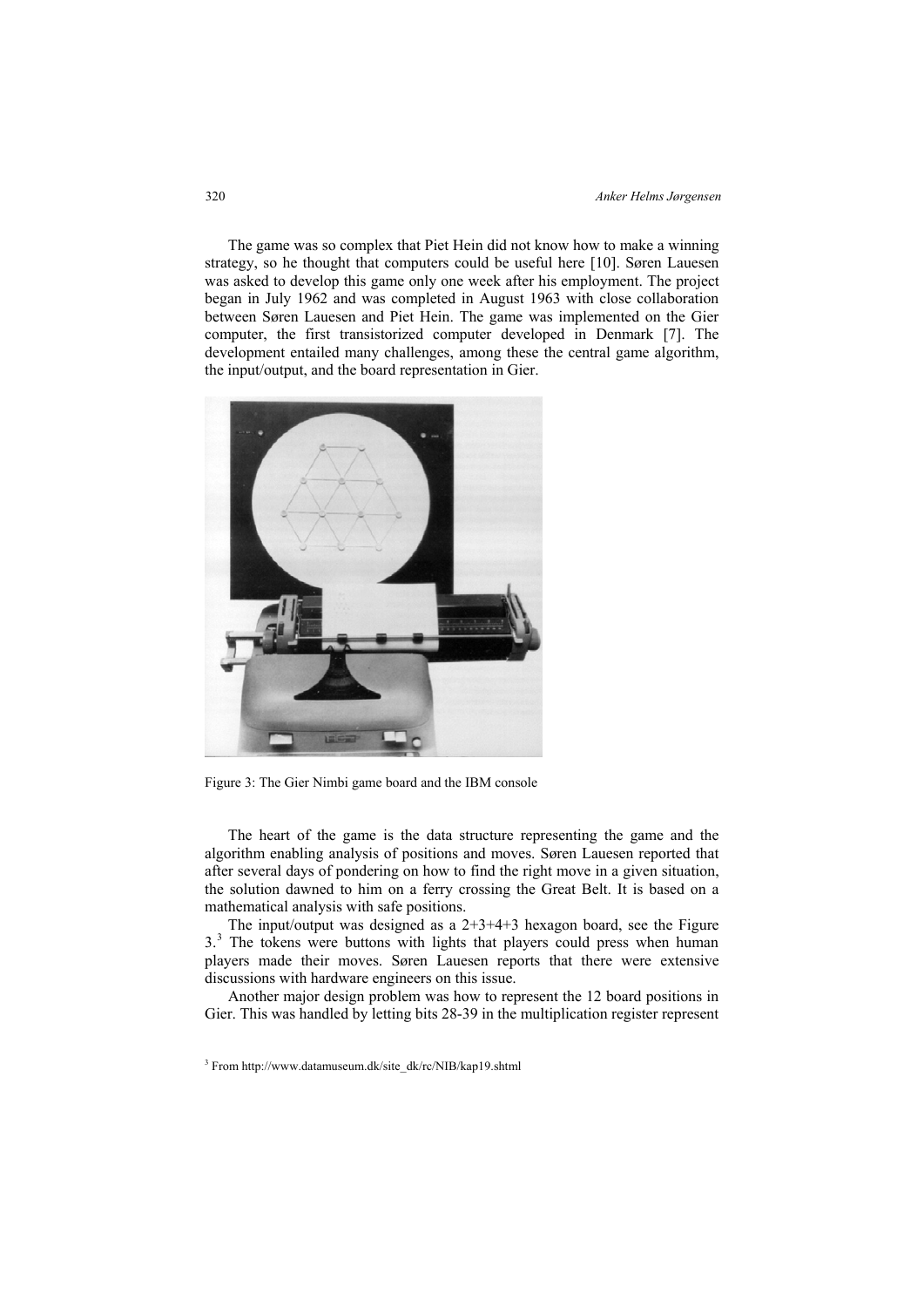The game was so complex that Piet Hein did not know how to make a winning strategy, so he thought that computers could be useful here [10]. Søren Lauesen was asked to develop this game only one week after his employment. The project began in July 1962 and was completed in August 1963 with close collaboration between Søren Lauesen and Piet Hein. The game was implemented on the Gier computer, the first transistorized computer developed in Denmark [7]. The development entailed many challenges, among these the central game algorithm, the input/output, and the board representation in Gier.

Figure 3: The Gier Nimbi game board and the IBM console

The heart of the game is the data structure representing the game and the algorithm enabling analysis of positions and moves. Søren Lauesen reported that after several days of pondering on how to find the right move in a given situation, the solution dawned to him on a ferry crossing the Great Belt. It is based on a mathematical analysis with safe positions.

The input/output was designed as a 2+3+4+3 hexagon board, see the Figure 3.[3] The tokens were buttons with lights that players could press when human players made their moves. Søren Lauesen reports that there were extensive discussions with hardware engineers on this issue.

Another major design problem was how to represent the 12 board positions in Gier. This was handled by letting bits 28-39 in the multiplication register represent

[3] From http://www.datamuseum.dk/site_dk/rc/NIB/kap19.shtml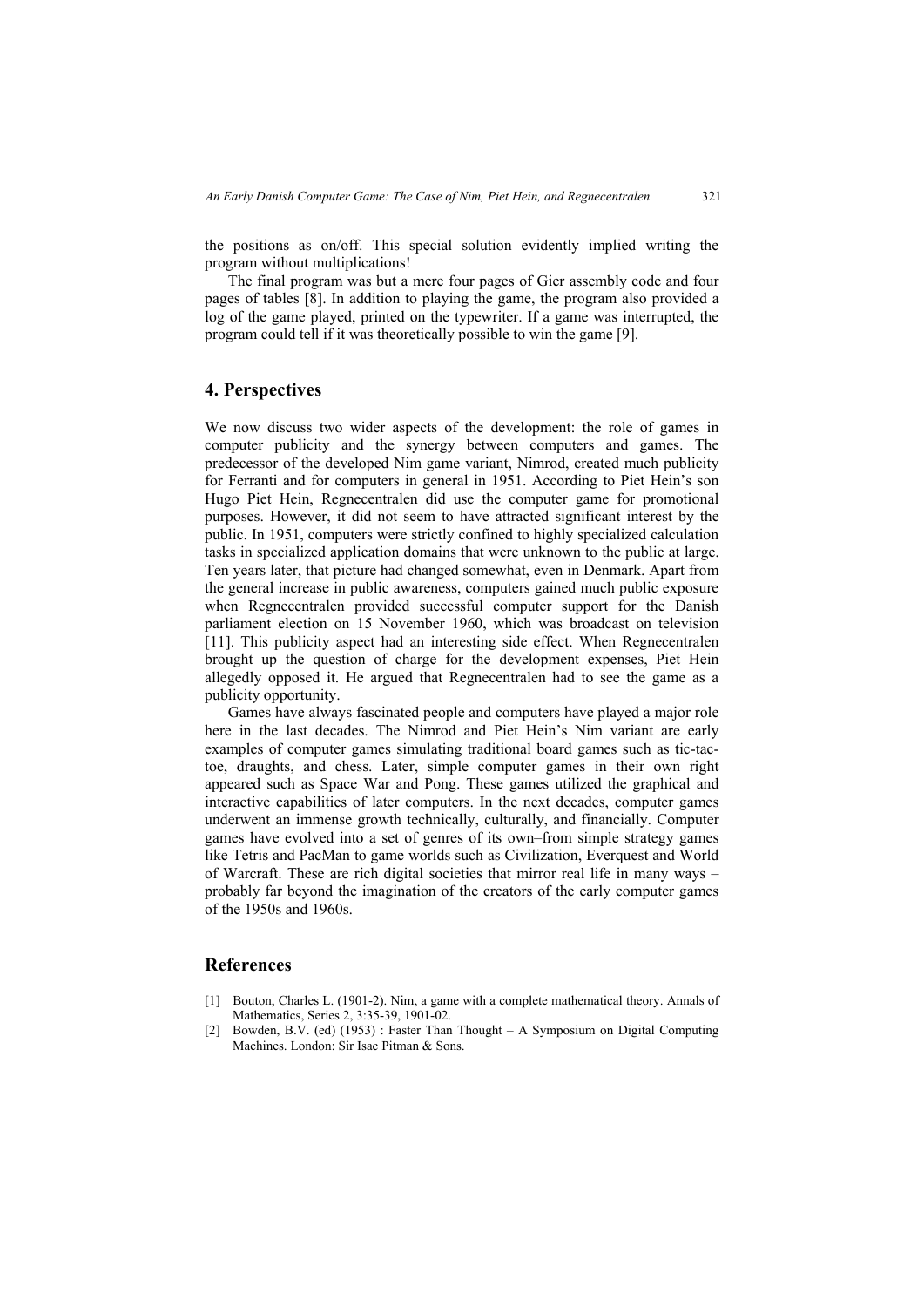the positions as on/off. This special solution evidently implied writing the program without multiplications!

The final program was but a mere four pages of Gier assembly code and four pages of tables [8]. In addition to playing the game, the program also provided a log of the game played, printed on the typewriter. If a game was interrupted, the program could tell if it was theoretically possible to win the game [9].

## 4. Perspectives

We now discuss two wider aspects of the development: the role of games in computer publicity and the synergy between computers and games. The predecessor of the developed Nim game variant, Nimrod, created much publicity for Ferranti and for computers in general in 1951. According to Piet Hein's son Hugo Piet Hein, Regnecentralen did use the computer game for promotional purposes. However, it did not seem to have attracted significant interest by the public. In 1951, computers were strictly confined to highly specialized calculation tasks in specialized application domains that were unknown to the public at large. Ten years later, that picture had changed somewhat, even in Denmark. Apart from the general increase in public awareness, computers gained much public exposure when Regnecentralen provided successful computer support for the Danish parliament election on 15 November 1960, which was broadcast on television [11]. This publicity aspect had an interesting side effect. When Regnecentralen brought up the question of charge for the development expenses, Piet Hein allegedly opposed it. He argued that Regnecentralen had to see the game as a publicity opportunity.

Games have always fascinated people and computers have played a major role here in the last decades. The Nimrod and Piet Hein's Nim variant are early examples of computer games simulating traditional board games such as tic-tac-toe, draughts, and chess. Later, simple computer games in their own right appeared such as Space War and Pong. These games utilized the graphical and interactive capabilities of later computers. In the next decades, computer games underwent an immense growth technically, culturally, and financially. Computer games have evolved into a set of genres of its own–from simple strategy games like Tetris and PacMan to game worlds such as Civilization, Everquest and World of Warcraft. These are rich digital societies that mirror real life in many ways – probably far beyond the imagination of the creators of the early computer games of the 1950s and 1960s.

## References

[1] Bouton, Charles L. (1901-2). Nim, a game with a complete mathematical theory. Annals of Mathematics, Series 2, 3:35-39, 1901-02.

[2] Bowden, B.V. (ed) (1953) : Faster Than Thought – A Symposium on Digital Computing Machines. London: Sir Isac Pitman & Sons.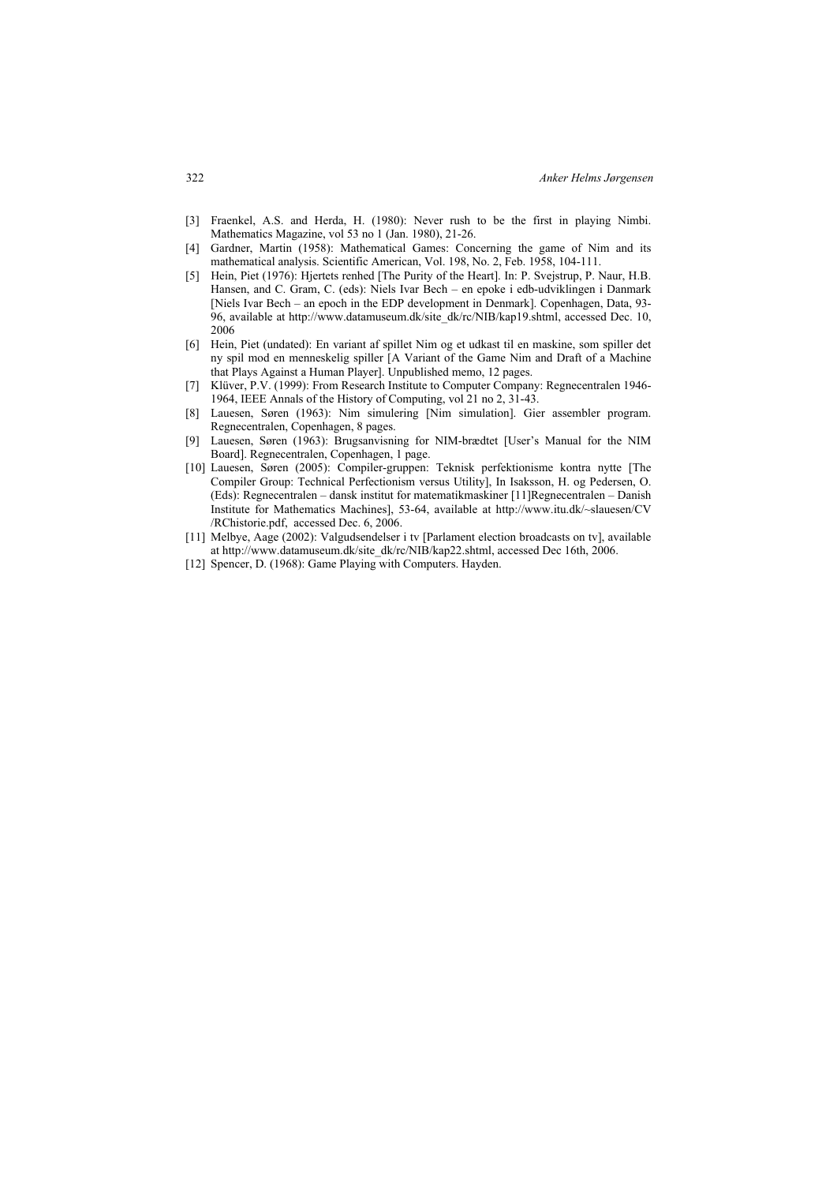- [3] Fraenkel, A.S. and Herda, H. (1980): Never rush to be the first in playing Nimbi. Mathematics Magazine, vol 53 no 1 (Jan. 1980), 21-26.
- [4] Gardner, Martin (1958): Mathematical Games: Concerning the game of Nim and its mathematical analysis. Scientific American, Vol. 198, No. 2, Feb. 1958, 104-111.
- [5] Hein, Piet (1976): Hjertets renhed [The Purity of the Heart]. In: P. Svejstrup, P. Naur, H.B. Hansen, and C. Gram, C. (eds): Niels Ivar Bech – en epoke i edb-udviklingen i Danmark [Niels Ivar Bech – an epoch in the EDP development in Denmark]. Copenhagen, Data, 93-96, available at http://www.datamuseum.dk/site_dk/rc/NIB/kap19.shtml, accessed Dec. 10, 2006
- [6] Hein, Piet (undated): En variant af spillet Nim og et udkast til en maskine, som spiller det ny spil mod en menneskelig spiller [A Variant of the Game Nim and Draft of a Machine that Plays Against a Human Player]. Unpublished memo, 12 pages.
- [7] Klüver, P.V. (1999): From Research Institute to Computer Company: Regnecentralen 1946-1964, IEEE Annals of the History of Computing, vol 21 no 2, 31-43.
- [8] Lauesen, Søren (1963): Nim simulering [Nim simulation]. Gier assembler program. Regnecentralen, Copenhagen, 8 pages.
- [9] Lauesen, Søren (1963): Brugsanvisning for NIM-brædtet [User's Manual for the NIM Board]. Regnecentralen, Copenhagen, 1 page.
- [10] Lauesen, Søren (2005): Compiler-gruppen: Teknisk perfektionisme kontra nytte [The Compiler Group: Technical Perfectionism versus Utility], In Isaksson, H. og Pedersen, O. (Eds): Regnecentralen – dansk institut for matematikmaskiner [11]Regnecentralen – Danish Institute for Mathematics Machines], 53-64, available at http://www.itu.dk/~slauesen/CV/RChistorie.pdf, accessed Dec. 6, 2006.
- [11] Melbye, Aage (2002): Valgudsendelser i tv [Parlament election broadcasts on tv], available at http://www.datamuseum.dk/site_dk/rc/NIB/kap22.shtml, accessed Dec 16th, 2006.
- [12] Spencer, D. (1968): Game Playing with Computers. Hayden.